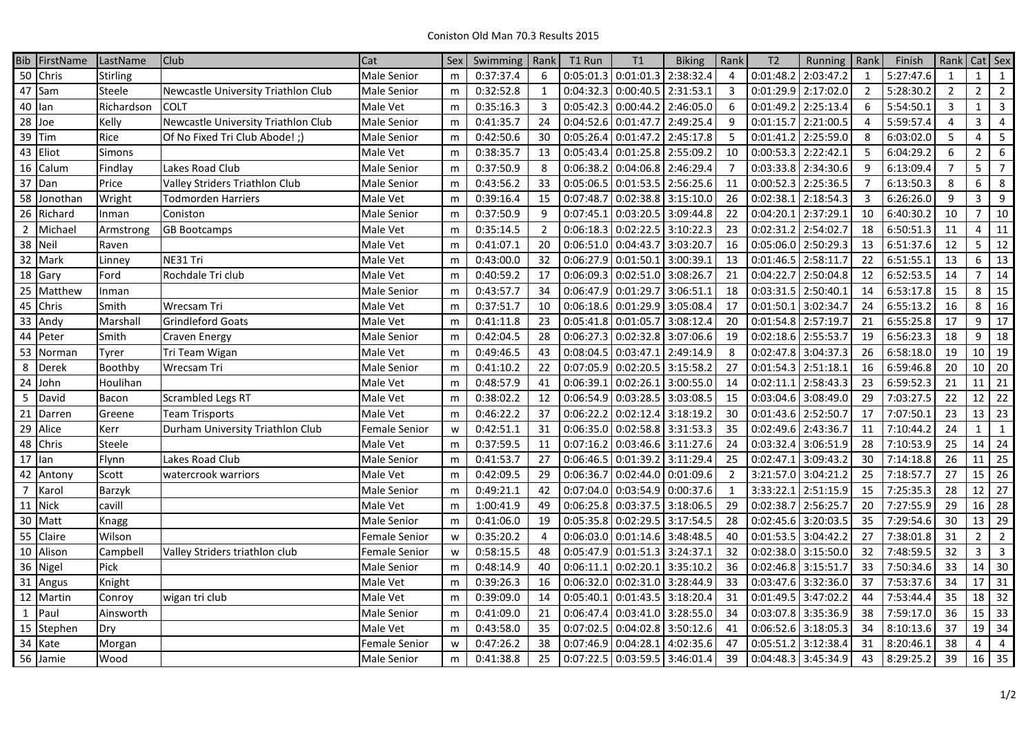# Coniston Old Man 70.3 Results 2015

| Bib | FirstName | LastName | Club | Cat | Sex | Swimming | Rank | T1 Run | T1 | Biking | Rank | T2 | Running | Rank | Finish | Rank | Cat | Sex |
|---|---|---|---|---|---|---|---|---|---|---|---|---|---|---|---|---|---|---|
| 50 | Chris | Stirling | | Male Senior | m | 0:37:37.4 | 6 | 0:05:01.3 | 0:01:01.3 | 2:38:32.4 | 4 | 0:01:48.2 | 2:03:47.2 | 1 | 5:27:47.6 | 1 | 1 | 1 |
| 47 | Sam | Steele | Newcastle University Triathlon Club | Male Senior | m | 0:32:52.8 | 1 | 0:04:32.3 | 0:00:40.5 | 2:31:53.1 | 3 | 0:01:29.9 | 2:17:02.0 | 2 | 5:28:30.2 | 2 | 2 | 2 |
| 40 | Ian | Richardson | COLT | Male Vet | m | 0:35:16.3 | 3 | 0:05:42.3 | 0:00:44.2 | 2:46:05.0 | 6 | 0:01:49.2 | 2:25:13.4 | 6 | 5:54:50.1 | 3 | 1 | 3 |
| 28 | Joe | Kelly | Newcastle University Triathlon Club | Male Senior | m | 0:41:35.7 | 24 | 0:04:52.6 | 0:01:47.7 | 2:49:25.4 | 9 | 0:01:15.7 | 2:21:00.5 | 4 | 5:59:57.4 | 4 | 3 | 4 |
| 39 | Tim | Rice | Of No Fixed Tri Club Abode! ;) | Male Senior | m | 0:42:50.6 | 30 | 0:05:26.4 | 0:01:47.2 | 2:45:17.8 | 5 | 0:01:41.2 | 2:25:59.0 | 8 | 6:03:02.0 | 5 | 4 | 5 |
| 43 | Eliot | Simons | | Male Vet | m | 0:38:35.7 | 13 | 0:05:43.4 | 0:01:25.8 | 2:55:09.2 | 10 | 0:00:53.3 | 2:22:42.1 | 5 | 6:04:29.2 | 6 | 2 | 6 |
| 16 | Calum | Findlay | Lakes Road Club | Male Senior | m | 0:37:50.9 | 8 | 0:06:38.2 | 0:04:06.8 | 2:46:29.4 | 7 | 0:03:33.8 | 2:34:30.6 | 9 | 6:13:09.4 | 7 | 5 | 7 |
| 37 | Dan | Price | Valley Striders Triathlon Club | Male Senior | m | 0:43:56.2 | 33 | 0:05:06.5 | 0:01:53.5 | 2:56:25.6 | 11 | 0:00:52.3 | 2:25:36.5 | 7 | 6:13:50.3 | 8 | 6 | 8 |
| 58 | Jonothan | Wright | Todmorden Harriers | Male Vet | m | 0:39:16.4 | 15 | 0:07:48.7 | 0:02:38.8 | 3:15:10.0 | 26 | 0:02:38.1 | 2:18:54.3 | 3 | 6:26:26.0 | 9 | 3 | 9 |
| 26 | Richard | Inman | Coniston | Male Senior | m | 0:37:50.9 | 9 | 0:07:45.1 | 0:03:20.5 | 3:09:44.8 | 22 | 0:04:20.1 | 2:37:29.1 | 10 | 6:40:30.2 | 10 | 7 | 10 |
| 2 | Michael | Armstrong | GB Bootcamps | Male Vet | m | 0:35:14.5 | 2 | 0:06:18.3 | 0:02:22.5 | 3:10:22.3 | 23 | 0:02:31.2 | 2:54:02.7 | 18 | 6:50:51.3 | 11 | 4 | 11 |
| 38 | Neil | Raven | | Male Vet | m | 0:41:07.1 | 20 | 0:06:51.0 | 0:04:43.7 | 3:03:20.7 | 16 | 0:05:06.0 | 2:50:29.3 | 13 | 6:51:37.6 | 12 | 5 | 12 |
| 32 | Mark | Linney | NE31 Tri | Male Vet | m | 0:43:00.0 | 32 | 0:06:27.9 | 0:01:50.1 | 3:00:39.1 | 13 | 0:01:46.5 | 2:58:11.7 | 22 | 6:51:55.1 | 13 | 6 | 13 |
| 18 | Gary | Ford | Rochdale Tri club | Male Vet | m | 0:40:59.2 | 17 | 0:06:09.3 | 0:02:51.0 | 3:08:26.7 | 21 | 0:04:22.7 | 2:50:04.8 | 12 | 6:52:53.5 | 14 | 7 | 14 |
| 25 | Matthew | Inman | | Male Senior | m | 0:43:57.7 | 34 | 0:06:47.9 | 0:01:29.7 | 3:06:51.1 | 18 | 0:03:31.5 | 2:50:40.1 | 14 | 6:53:17.8 | 15 | 8 | 15 |
| 45 | Chris | Smith | Wrecsam Tri | Male Vet | m | 0:37:51.7 | 10 | 0:06:18.6 | 0:01:29.9 | 3:05:08.4 | 17 | 0:01:50.1 | 3:02:34.7 | 24 | 6:55:13.2 | 16 | 8 | 16 |
| 33 | Andy | Marshall | Grindleford Goats | Male Vet | m | 0:41:11.8 | 23 | 0:05:41.8 | 0:01:05.7 | 3:08:12.4 | 20 | 0:01:54.8 | 2:57:19.7 | 21 | 6:55:25.8 | 17 | 9 | 17 |
| 44 | Peter | Smith | Craven Energy | Male Senior | m | 0:42:04.5 | 28 | 0:06:27.3 | 0:02:32.8 | 3:07:06.6 | 19 | 0:02:18.6 | 2:55:53.7 | 19 | 6:56:23.3 | 18 | 9 | 18 |
| 53 | Norman | Tyrer | Tri Team Wigan | Male Vet | m | 0:49:46.5 | 43 | 0:08:04.5 | 0:03:47.1 | 2:49:14.9 | 8 | 0:02:47.8 | 3:04:37.3 | 26 | 6:58:18.0 | 19 | 10 | 19 |
| 8 | Derek | Boothby | Wrecsam Tri | Male Senior | m | 0:41:10.2 | 22 | 0:07:05.9 | 0:02:20.5 | 3:15:58.2 | 27 | 0:01:54.3 | 2:51:18.1 | 16 | 6:59:46.8 | 20 | 10 | 20 |
| 24 | John | Houlihan | | Male Vet | m | 0:48:57.9 | 41 | 0:06:39.1 | 0:02:26.1 | 3:00:55.0 | 14 | 0:02:11.1 | 2:58:43.3 | 23 | 6:59:52.3 | 21 | 11 | 21 |
| 5 | David | Bacon | Scrambled Legs RT | Male Vet | m | 0:38:02.2 | 12 | 0:06:54.9 | 0:03:28.5 | 3:03:08.5 | 15 | 0:03:04.6 | 3:08:49.0 | 29 | 7:03:27.5 | 22 | 12 | 22 |
| 21 | Darren | Greene | Team Trisports | Male Vet | m | 0:46:22.2 | 37 | 0:06:22.2 | 0:02:12.4 | 3:18:19.2 | 30 | 0:01:43.6 | 2:52:50.7 | 17 | 7:07:50.1 | 23 | 13 | 23 |
| 29 | Alice | Kerr | Durham University Triathlon Club | Female Senior | w | 0:42:51.1 | 31 | 0:06:35.0 | 0:02:58.8 | 3:31:53.3 | 35 | 0:02:49.6 | 2:43:36.7 | 11 | 7:10:44.2 | 24 | 1 | 1 |
| 48 | Chris | Steele | | Male Vet | m | 0:37:59.5 | 11 | 0:07:16.2 | 0:03:46.6 | 3:11:27.6 | 24 | 0:03:32.4 | 3:06:51.9 | 28 | 7:10:53.9 | 25 | 14 | 24 |
| 17 | Ian | Flynn | Lakes Road Club | Male Senior | m | 0:41:53.7 | 27 | 0:06:46.5 | 0:01:39.2 | 3:11:29.4 | 25 | 0:02:47.1 | 3:09:43.2 | 30 | 7:14:18.8 | 26 | 11 | 25 |
| 42 | Antony | Scott | watercrook warriors | Male Vet | m | 0:42:09.5 | 29 | 0:06:36.7 | 0:02:44.0 | 0:01:09.6 | 2 | 3:21:57.0 | 3:04:21.2 | 25 | 7:18:57.7 | 27 | 15 | 26 |
| 7 | Karol | Barzyk | | Male Senior | m | 0:49:21.1 | 42 | 0:07:04.0 | 0:03:54.9 | 0:00:37.6 | 1 | 3:33:22.1 | 2:51:15.9 | 15 | 7:25:35.3 | 28 | 12 | 27 |
| 11 | Nick | cavill | | Male Vet | m | 1:00:41.9 | 49 | 0:06:25.8 | 0:03:37.5 | 3:18:06.5 | 29 | 0:02:38.7 | 2:56:25.7 | 20 | 7:27:55.9 | 29 | 16 | 28 |
| 30 | Matt | Knagg | | Male Senior | m | 0:41:06.0 | 19 | 0:05:35.8 | 0:02:29.5 | 3:17:54.5 | 28 | 0:02:45.6 | 3:20:03.5 | 35 | 7:29:54.6 | 30 | 13 | 29 |
| 55 | Claire | Wilson | | Female Senior | w | 0:35:20.2 | 4 | 0:06:03.0 | 0:01:14.6 | 3:48:48.5 | 40 | 0:01:53.5 | 3:04:42.2 | 27 | 7:38:01.8 | 31 | 2 | 2 |
| 10 | Alison | Campbell | Valley Striders triathlon club | Female Senior | w | 0:58:15.5 | 48 | 0:05:47.9 | 0:01:51.3 | 3:24:37.1 | 32 | 0:02:38.0 | 3:15:50.0 | 32 | 7:48:59.5 | 32 | 3 | 3 |
| 36 | Nigel | Pick | | Male Senior | m | 0:48:14.9 | 40 | 0:06:11.1 | 0:02:20.1 | 3:35:10.2 | 36 | 0:02:46.8 | 3:15:51.7 | 33 | 7:50:34.6 | 33 | 14 | 30 |
| 31 | Angus | Knight | | Male Vet | m | 0:39:26.3 | 16 | 0:06:32.0 | 0:02:31.0 | 3:28:44.9 | 33 | 0:03:47.6 | 3:32:36.0 | 37 | 7:53:37.6 | 34 | 17 | 31 |
| 12 | Martin | Conroy | wigan tri club | Male Vet | m | 0:39:09.0 | 14 | 0:05:40.1 | 0:01:43.5 | 3:18:20.4 | 31 | 0:01:49.5 | 3:47:02.2 | 44 | 7:53:44.4 | 35 | 18 | 32 |
| 1 | Paul | Ainsworth | | Male Senior | m | 0:41:09.0 | 21 | 0:06:47.4 | 0:03:41.0 | 3:28:55.0 | 34 | 0:03:07.8 | 3:35:36.9 | 38 | 7:59:17.0 | 36 | 15 | 33 |
| 15 | Stephen | Dry | | Male Vet | m | 0:43:58.0 | 35 | 0:07:02.5 | 0:04:02.8 | 3:50:12.6 | 41 | 0:06:52.6 | 3:18:05.3 | 34 | 8:10:13.6 | 37 | 19 | 34 |
| 34 | Kate | Morgan | | Female Senior | w | 0:47:26.2 | 38 | 0:07:46.9 | 0:04:28.1 | 4:02:35.6 | 47 | 0:05:51.2 | 3:12:38.4 | 31 | 8:20:46.1 | 38 | 4 | 4 |
| 56 | Jamie | Wood | | Male Senior | m | 0:41:38.8 | 25 | 0:07:22.5 | 0:03:59.5 | 3:46:01.4 | 39 | 0:04:48.3 | 3:45:34.9 | 43 | 8:29:25.2 | 39 | 16 | 35 |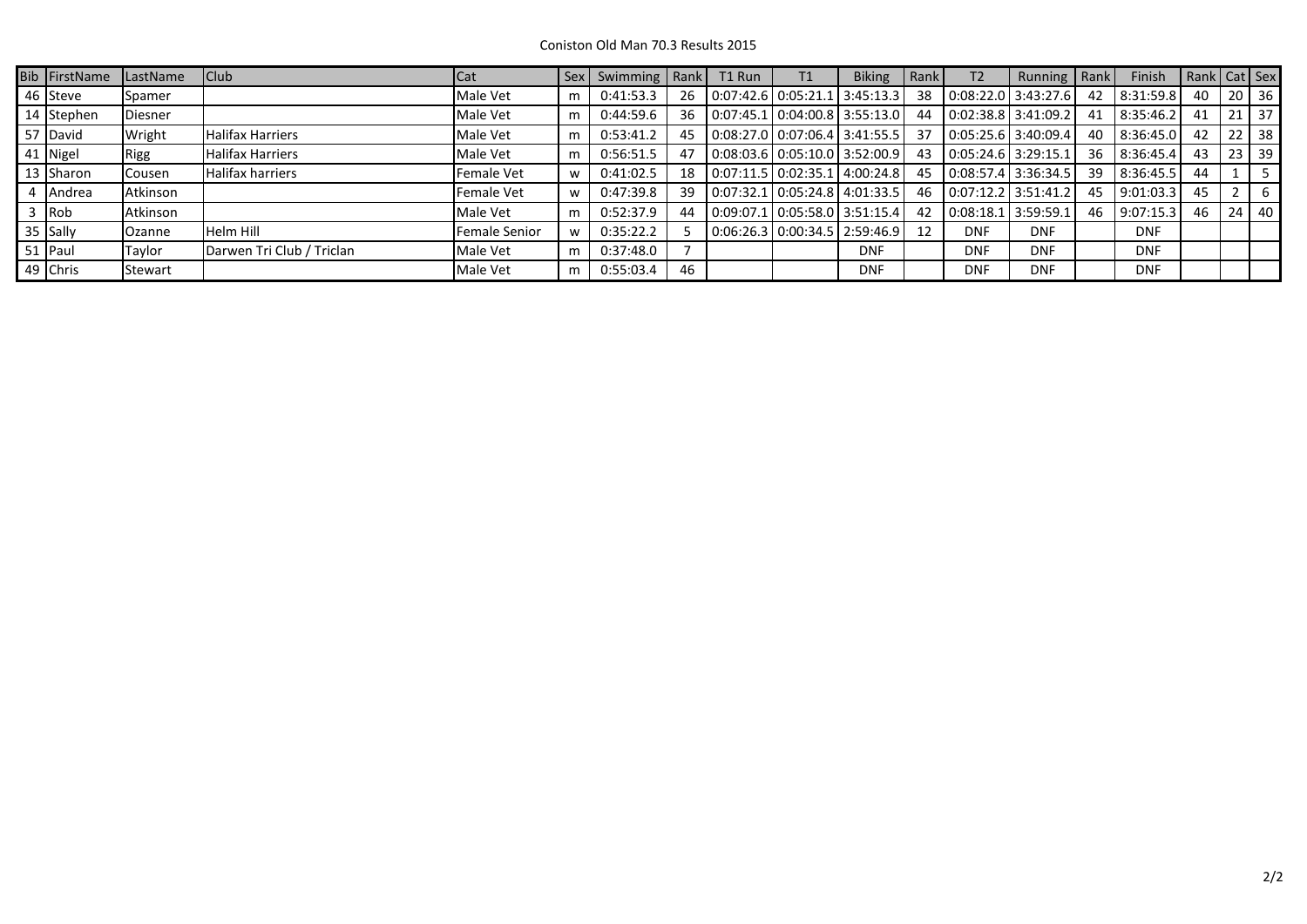Coniston Old Man 70.3 Results 2015

| Bib | FirstName | LastName | Club | Cat | Sex | Swimming | Rank | T1 Run | T1 | Biking | Rank | T2 | Running | Rank | Finish | Rank | Cat | Sex |
|---|---|---|---|---|---|---|---|---|---|---|---|---|---|---|---|---|---|---|
| 46 | Steve | Spamer | | Male Vet | m | 0:41:53.3 | 26 | 0:07:42.6 | 0:05:21.1 | 3:45:13.3 | 38 | 0:08:22.0 | 3:43:27.6 | 42 | 8:31:59.8 | 40 | 20 | 36 |
| 14 | Stephen | Diesner | | Male Vet | m | 0:44:59.6 | 36 | 0:07:45.1 | 0:04:00.8 | 3:55:13.0 | 44 | 0:02:38.8 | 3:41:09.2 | 41 | 8:35:46.2 | 41 | 21 | 37 |
| 57 | David | Wright | Halifax Harriers | Male Vet | m | 0:53:41.2 | 45 | 0:08:27.0 | 0:07:06.4 | 3:41:55.5 | 37 | 0:05:25.6 | 3:40:09.4 | 40 | 8:36:45.0 | 42 | 22 | 38 |
| 41 | Nigel | Rigg | Halifax Harriers | Male Vet | m | 0:56:51.5 | 47 | 0:08:03.6 | 0:05:10.0 | 3:52:00.9 | 43 | 0:05:24.6 | 3:29:15.1 | 36 | 8:36:45.4 | 43 | 23 | 39 |
| 13 | Sharon | Cousen | Halifax harriers | Female Vet | w | 0:41:02.5 | 18 | 0:07:11.5 | 0:02:35.1 | 4:00:24.8 | 45 | 0:08:57.4 | 3:36:34.5 | 39 | 8:36:45.5 | 44 | 1 | 5 |
| 4 | Andrea | Atkinson | | Female Vet | w | 0:47:39.8 | 39 | 0:07:32.1 | 0:05:24.8 | 4:01:33.5 | 46 | 0:07:12.2 | 3:51:41.2 | 45 | 9:01:03.3 | 45 | 2 | 6 |
| 3 | Rob | Atkinson | | Male Vet | m | 0:52:37.9 | 44 | 0:09:07.1 | 0:05:58.0 | 3:51:15.4 | 42 | 0:08:18.1 | 3:59:59.1 | 46 | 9:07:15.3 | 46 | 24 | 40 |
| 35 | Sally | Ozanne | Helm Hill | Female Senior | w | 0:35:22.2 | 5 | 0:06:26.3 | 0:00:34.5 | 2:59:46.9 | 12 | DNF | DNF | | DNF | | | |
| 51 | Paul | Taylor | Darwen Tri Club / Triclan | Male Vet | m | 0:37:48.0 | 7 | | | DNF | | DNF | DNF | | DNF | | | |
| 49 | Chris | Stewart | | Male Vet | m | 0:55:03.4 | 46 | | | DNF | | DNF | DNF | | DNF | | | |